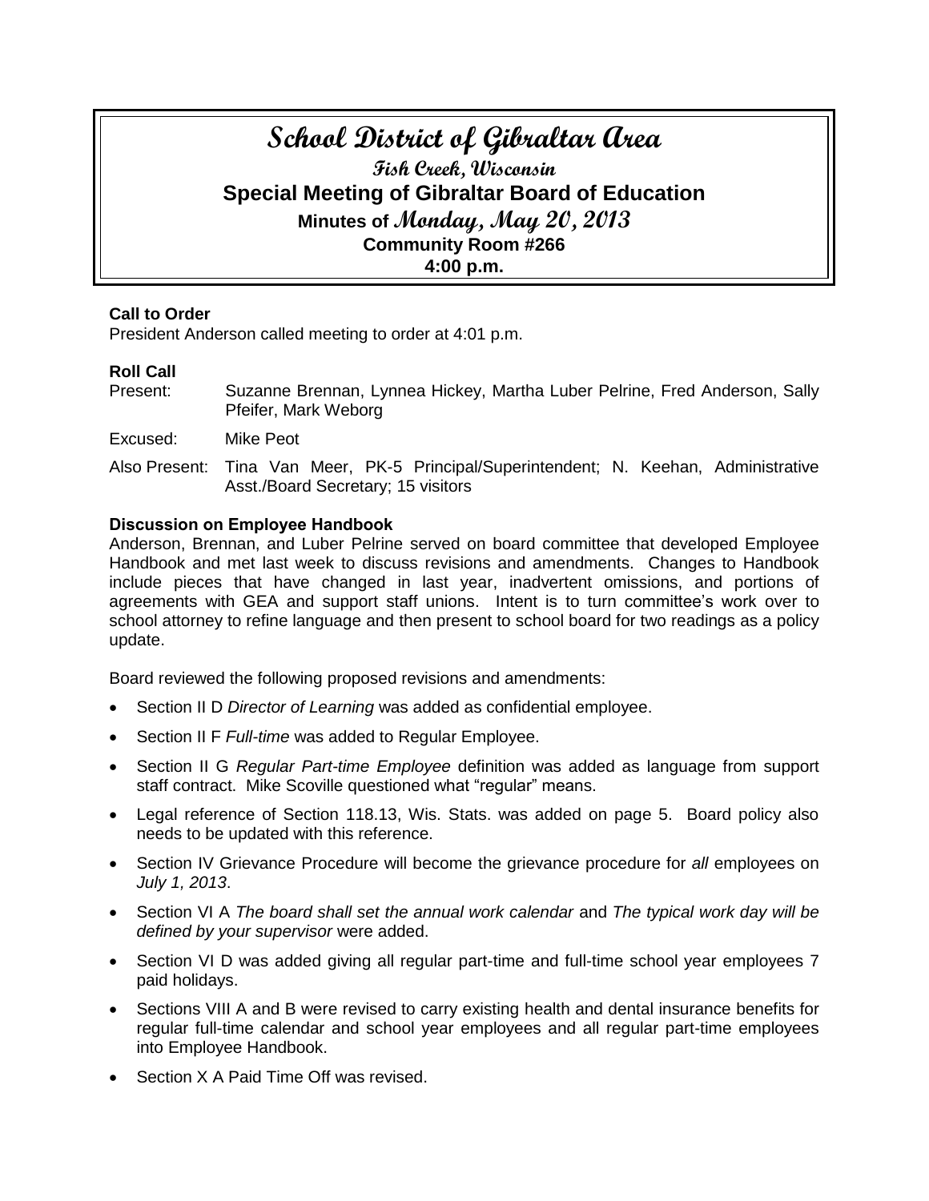# School District of Gibraltar Area

## Fish Creek, Wisconsin

## Special Meeting of Gibraltar Board of Education

### Minutes of Monday, May 20, 2013

### Community Room #266

### 4:00 p.m.

**Call to Order**

President Anderson called meeting to order at 4:01 p.m.

**Roll Call**

Present: Suzanne Brennan, Lynnea Hickey, Martha Luber Pelrine, Fred Anderson, Sally Pfeifer, Mark Weborg

Excused: Mike Peot

Also Present: Tina Van Meer, PK-5 Principal/Superintendent; N. Keehan, Administrative Asst./Board Secretary; 15 visitors

**Discussion on Employee Handbook**

Anderson, Brennan, and Luber Pelrine served on board committee that developed Employee Handbook and met last week to discuss revisions and amendments. Changes to Handbook include pieces that have changed in last year, inadvertent omissions, and portions of agreements with GEA and support staff unions. Intent is to turn committee's work over to school attorney to refine language and then present to school board for two readings as a policy update.

Board reviewed the following proposed revisions and amendments:

- Section II D *Director of Learning* was added as confidential employee.
- Section II F *Full-time* was added to Regular Employee.
- Section II G *Regular Part-time Employee* definition was added as language from support staff contract. Mike Scoville questioned what "regular" means.
- Legal reference of Section 118.13, Wis. Stats. was added on page 5. Board policy also needs to be updated with this reference.
- Section IV Grievance Procedure will become the grievance procedure for *all* employees on *July 1, 2013*.
- Section VI A *The board shall set the annual work calendar* and *The typical work day will be defined by your supervisor* were added.
- Section VI D was added giving all regular part-time and full-time school year employees 7 paid holidays.
- Sections VIII A and B were revised to carry existing health and dental insurance benefits for regular full-time calendar and school year employees and all regular part-time employees into Employee Handbook.
- Section X A Paid Time Off was revised.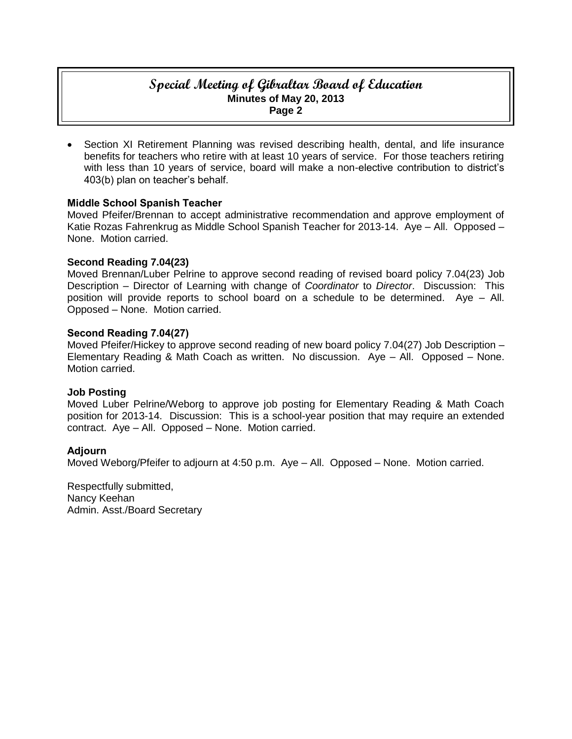- Section XI Retirement Planning was revised describing health, dental, and life insurance benefits for teachers who retire with at least 10 years of service. For those teachers retiring with less than 10 years of service, board will make a non-elective contribution to district's 403(b) plan on teacher's behalf.

**Middle School Spanish Teacher**
Moved Pfeifer/Brennan to accept administrative recommendation and approve employment of Katie Rozas Fahrenkrug as Middle School Spanish Teacher for 2013-14. Aye – All. Opposed – None. Motion carried.

**Second Reading 7.04(23)**
Moved Brennan/Luber Pelrine to approve second reading of revised board policy 7.04(23) Job Description – Director of Learning with change of *Coordinator* to *Director*. Discussion: This position will provide reports to school board on a schedule to be determined. Aye – All. Opposed – None. Motion carried.

**Second Reading 7.04(27)**
Moved Pfeifer/Hickey to approve second reading of new board policy 7.04(27) Job Description – Elementary Reading & Math Coach as written. No discussion. Aye – All. Opposed – None. Motion carried.

**Job Posting**
Moved Luber Pelrine/Weborg to approve job posting for Elementary Reading & Math Coach position for 2013-14. Discussion: This is a school-year position that may require an extended contract. Aye – All. Opposed – None. Motion carried.

**Adjourn**
Moved Weborg/Pfeifer to adjourn at 4:50 p.m. Aye – All. Opposed – None. Motion carried.

Respectfully submitted,
Nancy Keehan
Admin. Asst./Board Secretary